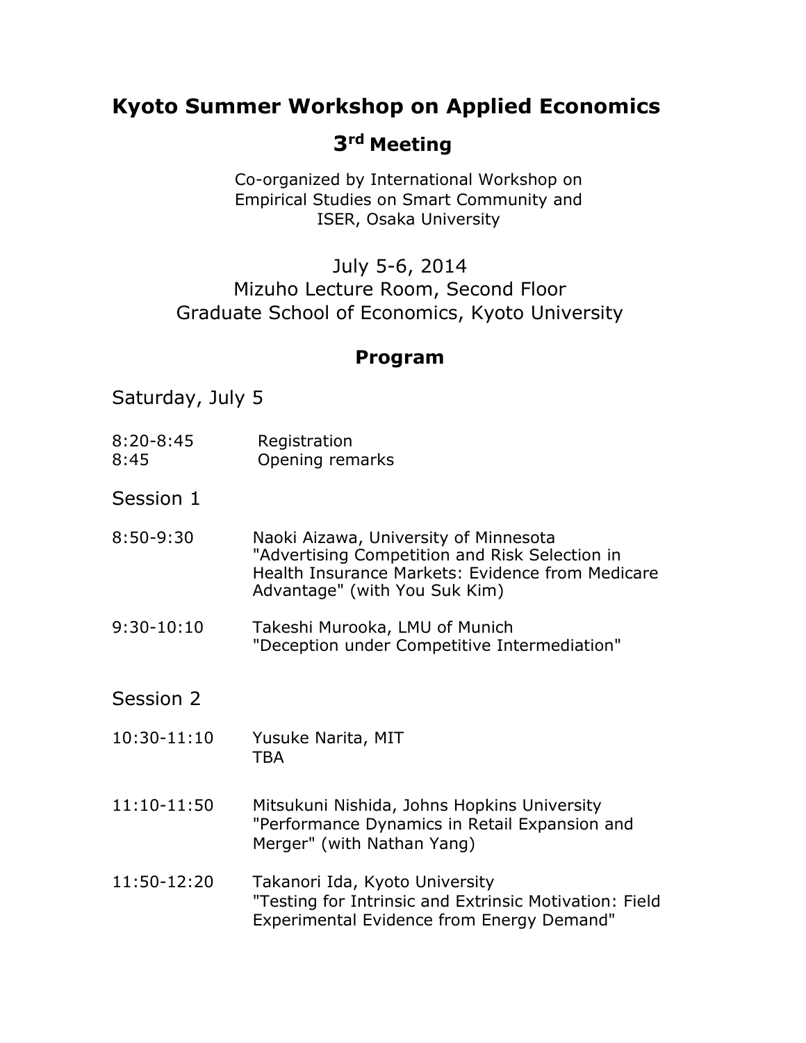# Kyoto Summer Workshop on Applied Economics

## 3rd Meeting

Co-organized by International Workshop on
Empirical Studies on Smart Community and
ISER, Osaka University

July 5-6, 2014
Mizuho Lecture Room, Second Floor
Graduate School of Economics, Kyoto University

## Program

### Saturday, July 5

8:20-8:45 Registration
8:45 Opening remarks

### Session 1

8:50-9:30 Naoki Aizawa, University of Minnesota
"Advertising Competition and Risk Selection in Health Insurance Markets: Evidence from Medicare Advantage" (with You Suk Kim)

9:30-10:10 Takeshi Murooka, LMU of Munich
"Deception under Competitive Intermediation"

### Session 2

10:30-11:10 Yusuke Narita, MIT
TBA

11:10-11:50 Mitsukuni Nishida, Johns Hopkins University
"Performance Dynamics in Retail Expansion and Merger" (with Nathan Yang)

11:50-12:20 Takanori Ida, Kyoto University
"Testing for Intrinsic and Extrinsic Motivation: Field Experimental Evidence from Energy Demand"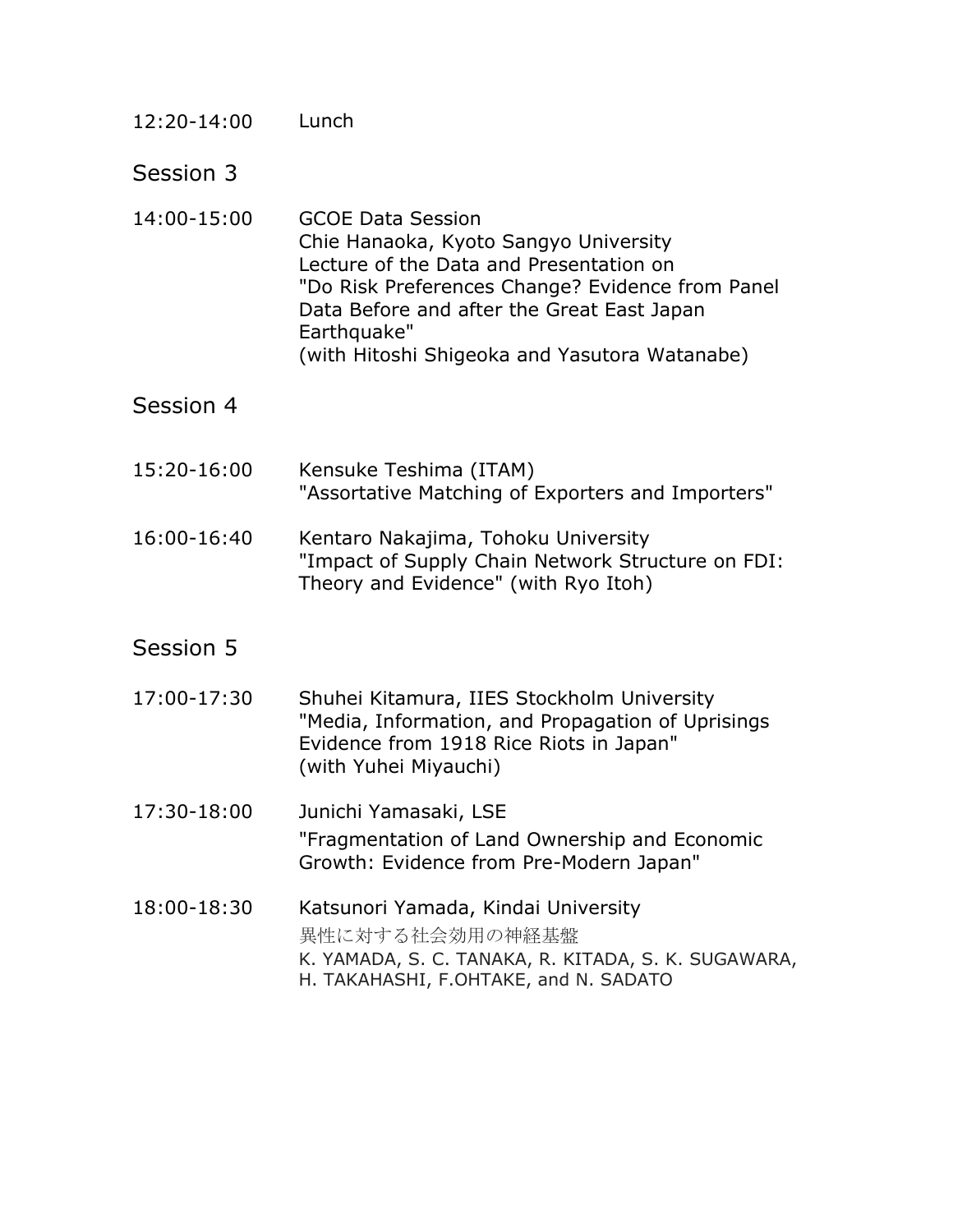12:20-14:00 Lunch

## Session 3

14:00-15:00 GCOE Data Session
Chie Hanaoka, Kyoto Sangyo University
Lecture of the Data and Presentation on
"Do Risk Preferences Change? Evidence from Panel Data Before and after the Great East Japan Earthquake"
(with Hitoshi Shigeoka and Yasutora Watanabe)

## Session 4

15:20-16:00 Kensuke Teshima (ITAM)
"Assortative Matching of Exporters and Importers"

16:00-16:40 Kentaro Nakajima, Tohoku University
"Impact of Supply Chain Network Structure on FDI: Theory and Evidence" (with Ryo Itoh)

## Session 5

17:00-17:30 Shuhei Kitamura, IIES Stockholm University
"Media, Information, and Propagation of Uprisings Evidence from 1918 Rice Riots in Japan"
(with Yuhei Miyauchi)

17:30-18:00 Junichi Yamasaki, LSE
"Fragmentation of Land Ownership and Economic Growth: Evidence from Pre-Modern Japan"

18:00-18:30 Katsunori Yamada, Kindai University
異性に対する社会効用の神経基盤
K. YAMADA, S. C. TANAKA, R. KITADA, S. K. SUGAWARA, H. TAKAHASHI, F.OHTAKE, and N. SADATO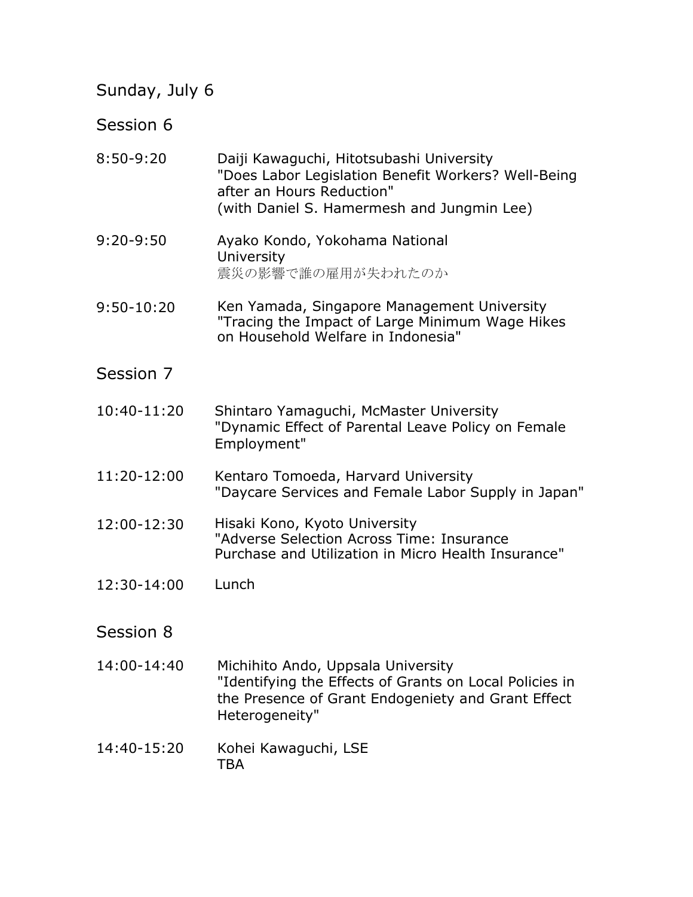## Sunday, July 6

### Session 6

8:50-9:20 Daiji Kawaguchi, Hitotsubashi University
"Does Labor Legislation Benefit Workers? Well-Being after an Hours Reduction"
(with Daniel S. Hamermesh and Jungmin Lee)

9:20-9:50 Ayako Kondo, Yokohama National University
震災の影響で誰の雇用が失われたのか

9:50-10:20 Ken Yamada, Singapore Management University
"Tracing the Impact of Large Minimum Wage Hikes on Household Welfare in Indonesia"

### Session 7

10:40-11:20 Shintaro Yamaguchi, McMaster University
"Dynamic Effect of Parental Leave Policy on Female Employment"

11:20-12:00 Kentaro Tomoeda, Harvard University
"Daycare Services and Female Labor Supply in Japan"

12:00-12:30 Hisaki Kono, Kyoto University
"Adverse Selection Across Time: Insurance Purchase and Utilization in Micro Health Insurance"

12:30-14:00 Lunch

### Session 8

14:00-14:40 Michihito Ando, Uppsala University
"Identifying the Effects of Grants on Local Policies in the Presence of Grant Endogeniety and Grant Effect Heterogeneity"

14:40-15:20 Kohei Kawaguchi, LSE
TBA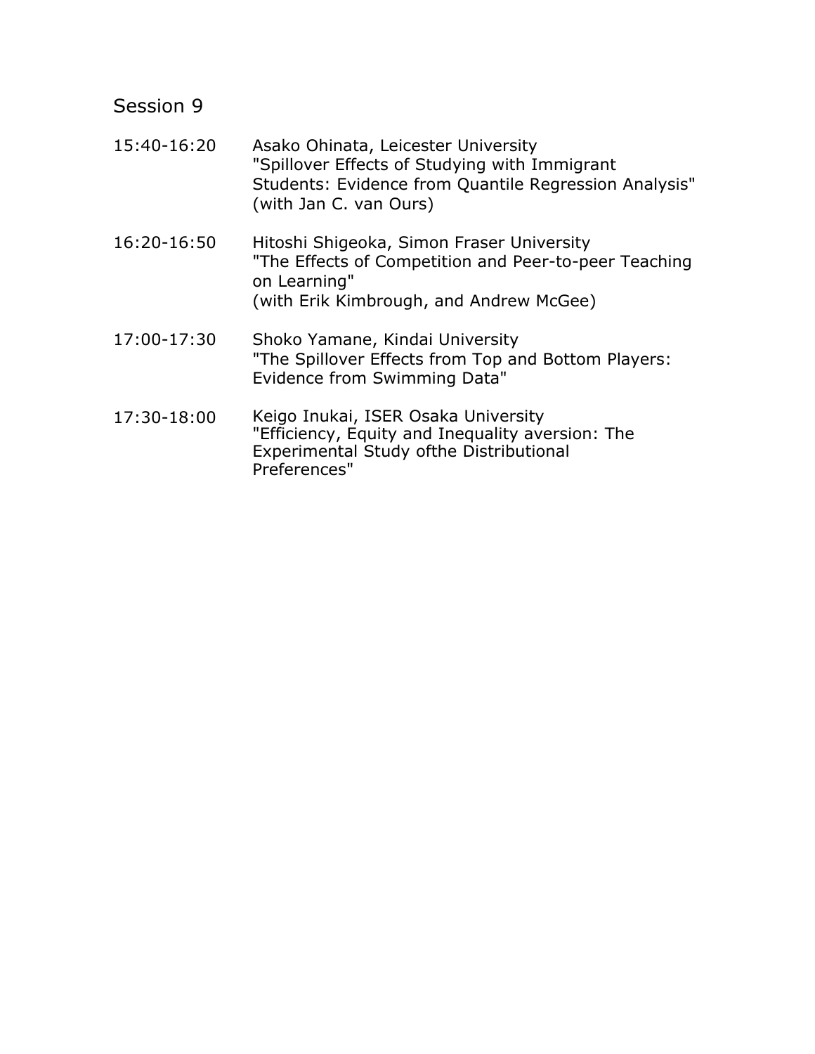## Session 9

15:40-16:20 Asako Ohinata, Leicester University
"Spillover Effects of Studying with Immigrant Students: Evidence from Quantile Regression Analysis"
(with Jan C. van Ours)

16:20-16:50 Hitoshi Shigeoka, Simon Fraser University
"The Effects of Competition and Peer-to-peer Teaching on Learning"
(with Erik Kimbrough, and Andrew McGee)

17:00-17:30 Shoko Yamane, Kindai University
"The Spillover Effects from Top and Bottom Players: Evidence from Swimming Data"

17:30-18:00 Keigo Inukai, ISER Osaka University
"Efficiency, Equity and Inequality aversion: The Experimental Study ofthe Distributional Preferences"